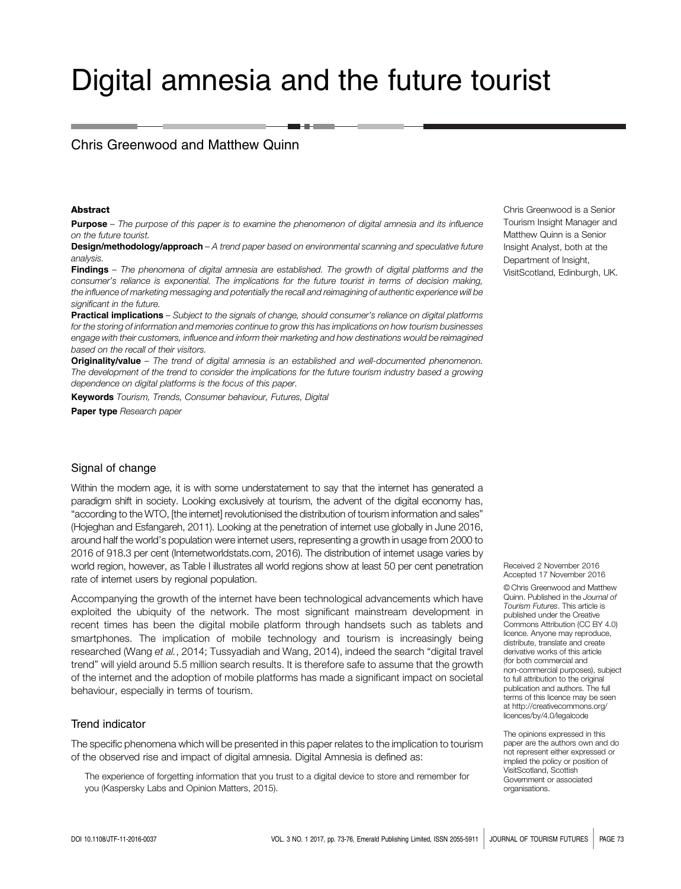# Digital amnesia and the future tourist

## Chris Greenwood and Matthew Quinn

Chris Greenwood is a Senior Tourism Insight Manager and Matthew Quinn is a Senior Insight Analyst, both at the Department of Insight, VisitScotland, Edinburgh, UK.

### Abstract

**Purpose** – *The purpose of this paper is to examine the phenomenon of digital amnesia and its influence on the future tourist.*

**Design/methodology/approach** – *A trend paper based on environmental scanning and speculative future analysis.*

**Findings** – *The phenomena of digital amnesia are established. The growth of digital platforms and the consumer's reliance is exponential. The implications for the future tourist in terms of decision making, the influence of marketing messaging and potentially the recall and reimagining of authentic experience will be significant in the future.*

**Practical implications** – *Subject to the signals of change, should consumer's reliance on digital platforms for the storing of information and memories continue to grow this has implications on how tourism businesses engage with their customers, influence and inform their marketing and how destinations would be reimagined based on the recall of their visitors.*

**Originality/value** – *The trend of digital amnesia is an established and well-documented phenomenon. The development of the trend to consider the implications for the future tourism industry based a growing dependence on digital platforms is the focus of this paper.*

**Keywords** *Tourism, Trends, Consumer behaviour, Futures, Digital*

**Paper type** *Research paper*

### Signal of change

Within the modern age, it is with some understatement to say that the internet has generated a paradigm shift in society. Looking exclusively at tourism, the advent of the digital economy has, "according to the WTO, [the internet] revolutionised the distribution of tourism information and sales" (Hojeghan and Esfangareh, 2011). Looking at the penetration of internet use globally in June 2016, around half the world's population were internet users, representing a growth in usage from 2000 to 2016 of 918.3 per cent (Internetworldstats.com, 2016). The distribution of internet usage varies by world region, however, as Table I illustrates all world regions show at least 50 per cent penetration rate of internet users by regional population.

Accompanying the growth of the internet have been technological advancements which have exploited the ubiquity of the network. The most significant mainstream development in recent times has been the digital mobile platform through handsets such as tablets and smartphones. The implication of mobile technology and tourism is increasingly being researched (Wang *et al.*, 2014; Tussyadiah and Wang, 2014), indeed the search "digital travel trend" will yield around 5.5 million search results. It is therefore safe to assume that the growth of the internet and the adoption of mobile platforms has made a significant impact on societal behaviour, especially in terms of tourism.

### Trend indicator

The specific phenomena which will be presented in this paper relates to the implication to tourism of the observed rise and impact of digital amnesia. Digital Amnesia is defined as:

> The experience of forgetting information that you trust to a digital device to store and remember for you (Kaspersky Labs and Opinion Matters, 2015).

Received 2 November 2016
Accepted 17 November 2016

© Chris Greenwood and Matthew Quinn. Published in the *Journal of Tourism Futures*. This article is published under the Creative Commons Attribution (CC BY 4.0) licence. Anyone may reproduce, distribute, translate and create derivative works of this article (for both commercial and non-commercial purposes), subject to full attribution to the original publication and authors. The full terms of this licence may be seen at http://creativecommons.org/licences/by/4.0/legalcode

The opinions expressed in this paper are the authors own and do not represent either expressed or implied the policy or position of VisitScotland, Scottish Government or associated organisations.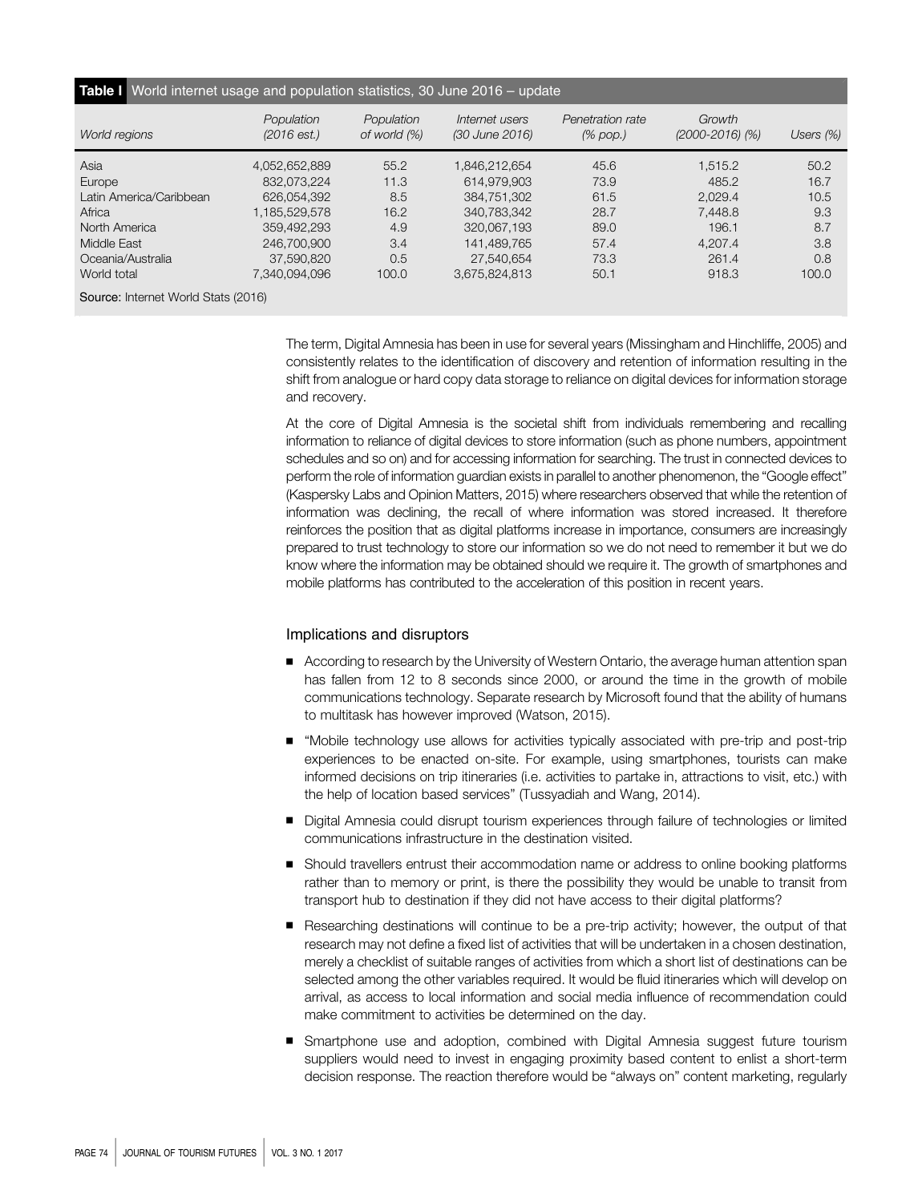**Table I** World internet usage and population statistics, 30 June 2016 – update

| World regions | Population (2016 est.) | Population of world (%) | Internet users (30 June 2016) | Penetration rate (% pop.) | Growth (2000-2016) (%) | Users (%) |
|---|---|---|---|---|---|---|
| Asia | 4,052,652,889 | 55.2 | 1,846,212,654 | 45.6 | 1,515.2 | 50.2 |
| Europe | 832,073,224 | 11.3 | 614,979,903 | 73.9 | 485.2 | 16.7 |
| Latin America/Caribbean | 626,054,392 | 8.5 | 384,751,302 | 61.5 | 2,029.4 | 10.5 |
| Africa | 1,185,529,578 | 16.2 | 340,783,342 | 28.7 | 7,448.8 | 9.3 |
| North America | 359,492,293 | 4.9 | 320,067,193 | 89.0 | 196.1 | 8.7 |
| Middle East | 246,700,900 | 3.4 | 141,489,765 | 57.4 | 4,207.4 | 3.8 |
| Oceania/Australia | 37,590,820 | 0.5 | 27,540,654 | 73.3 | 261.4 | 0.8 |
| World total | 7,340,094,096 | 100.0 | 3,675,824,813 | 50.1 | 918.3 | 100.0 |

**Source:** Internet World Stats (2016)

The term, Digital Amnesia has been in use for several years (Missingham and Hinchliffe, 2005) and consistently relates to the identification of discovery and retention of information resulting in the shift from analogue or hard copy data storage to reliance on digital devices for information storage and recovery.

At the core of Digital Amnesia is the societal shift from individuals remembering and recalling information to reliance of digital devices to store information (such as phone numbers, appointment schedules and so on) and for accessing information for searching. The trust in connected devices to perform the role of information guardian exists in parallel to another phenomenon, the "Google effect" (Kaspersky Labs and Opinion Matters, 2015) where researchers observed that while the retention of information was declining, the recall of where information was stored increased. It therefore reinforces the position that as digital platforms increase in importance, consumers are increasingly prepared to trust technology to store our information so we do not need to remember it but we do know where the information may be obtained should we require it. The growth of smartphones and mobile platforms has contributed to the acceleration of this position in recent years.

### Implications and disruptors

- According to research by the University of Western Ontario, the average human attention span has fallen from 12 to 8 seconds since 2000, or around the time in the growth of mobile communications technology. Separate research by Microsoft found that the ability of humans to multitask has however improved (Watson, 2015).
- "Mobile technology use allows for activities typically associated with pre-trip and post-trip experiences to be enacted on-site. For example, using smartphones, tourists can make informed decisions on trip itineraries (i.e. activities to partake in, attractions to visit, etc.) with the help of location based services" (Tussyadiah and Wang, 2014).
- Digital Amnesia could disrupt tourism experiences through failure of technologies or limited communications infrastructure in the destination visited.
- Should travellers entrust their accommodation name or address to online booking platforms rather than to memory or print, is there the possibility they would be unable to transit from transport hub to destination if they did not have access to their digital platforms?
- Researching destinations will continue to be a pre-trip activity; however, the output of that research may not define a fixed list of activities that will be undertaken in a chosen destination, merely a checklist of suitable ranges of activities from which a short list of destinations can be selected among the other variables required. It would be fluid itineraries which will develop on arrival, as access to local information and social media influence of recommendation could make commitment to activities be determined on the day.
- Smartphone use and adoption, combined with Digital Amnesia suggest future tourism suppliers would need to invest in engaging proximity based content to enlist a short-term decision response. The reaction therefore would be "always on" content marketing, regularly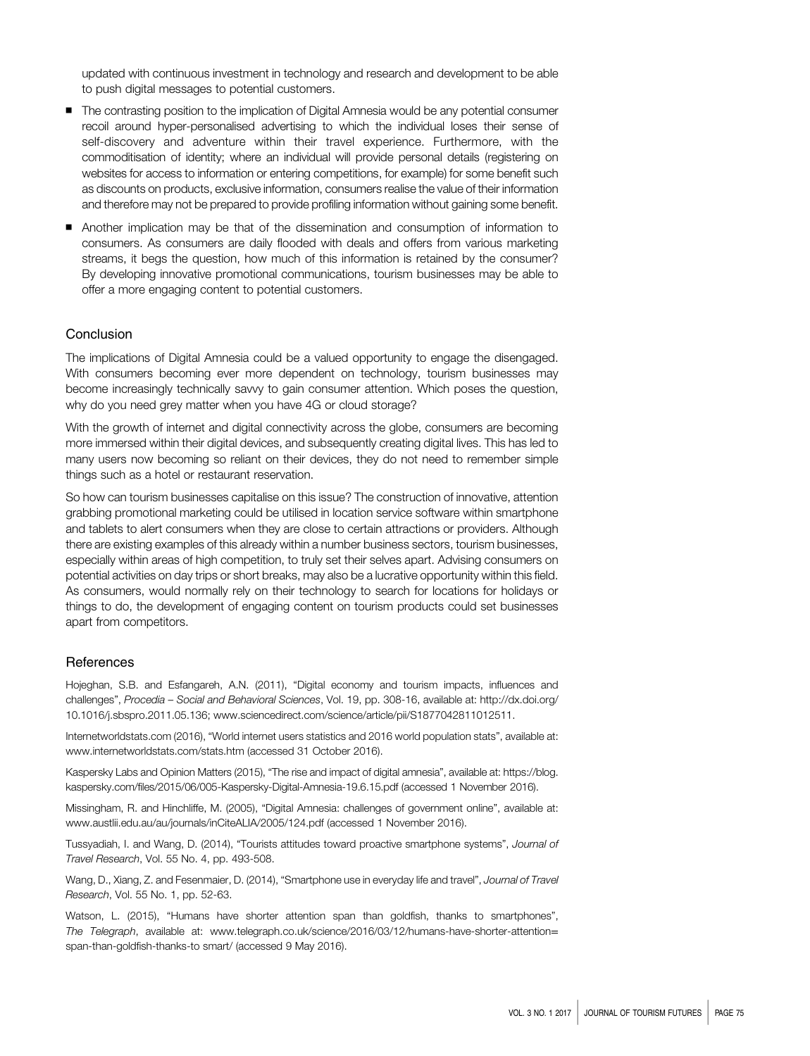updated with continuous investment in technology and research and development to be able to push digital messages to potential customers.

- The contrasting position to the implication of Digital Amnesia would be any potential consumer recoil around hyper-personalised advertising to which the individual loses their sense of self-discovery and adventure within their travel experience. Furthermore, with the commoditisation of identity; where an individual will provide personal details (registering on websites for access to information or entering competitions, for example) for some benefit such as discounts on products, exclusive information, consumers realise the value of their information and therefore may not be prepared to provide profiling information without gaining some benefit.
- Another implication may be that of the dissemination and consumption of information to consumers. As consumers are daily flooded with deals and offers from various marketing streams, it begs the question, how much of this information is retained by the consumer? By developing innovative promotional communications, tourism businesses may be able to offer a more engaging content to potential customers.

## Conclusion

The implications of Digital Amnesia could be a valued opportunity to engage the disengaged. With consumers becoming ever more dependent on technology, tourism businesses may become increasingly technically savvy to gain consumer attention. Which poses the question, why do you need grey matter when you have 4G or cloud storage?

With the growth of internet and digital connectivity across the globe, consumers are becoming more immersed within their digital devices, and subsequently creating digital lives. This has led to many users now becoming so reliant on their devices, they do not need to remember simple things such as a hotel or restaurant reservation.

So how can tourism businesses capitalise on this issue? The construction of innovative, attention grabbing promotional marketing could be utilised in location service software within smartphone and tablets to alert consumers when they are close to certain attractions or providers. Although there are existing examples of this already within a number business sectors, tourism businesses, especially within areas of high competition, to truly set their selves apart. Advising consumers on potential activities on day trips or short breaks, may also be a lucrative opportunity within this field. As consumers, would normally rely on their technology to search for locations for holidays or things to do, the development of engaging content on tourism products could set businesses apart from competitors.

## References

Hojeghan, S.B. and Esfangareh, A.N. (2011), "Digital economy and tourism impacts, influences and challenges", *Procedia – Social and Behavioral Sciences*, Vol. 19, pp. 308-16, available at: http://dx.doi.org/10.1016/j.sbspro.2011.05.136; www.sciencedirect.com/science/article/pii/S1877042811012511.

Internetworldstats.com (2016), "World internet users statistics and 2016 world population stats", available at: www.internetworldstats.com/stats.htm (accessed 31 October 2016).

Kaspersky Labs and Opinion Matters (2015), "The rise and impact of digital amnesia", available at: https://blog.kaspersky.com/files/2015/06/005-Kaspersky-Digital-Amnesia-19.6.15.pdf (accessed 1 November 2016).

Missingham, R. and Hinchliffe, M. (2005), "Digital Amnesia: challenges of government online", available at: www.austlii.edu.au/au/journals/inCiteALIA/2005/124.pdf (accessed 1 November 2016).

Tussyadiah, I. and Wang, D. (2014), "Tourists attitudes toward proactive smartphone systems", *Journal of Travel Research*, Vol. 55 No. 4, pp. 493-508.

Wang, D., Xiang, Z. and Fesenmaier, D. (2014), "Smartphone use in everyday life and travel", *Journal of Travel Research*, Vol. 55 No. 1, pp. 52-63.

Watson, L. (2015), "Humans have shorter attention span than goldfish, thanks to smartphones", *The Telegraph*, available at: www.telegraph.co.uk/science/2016/03/12/humans-have-shorter-attention=span-than-goldfish-thanks-to smart/ (accessed 9 May 2016).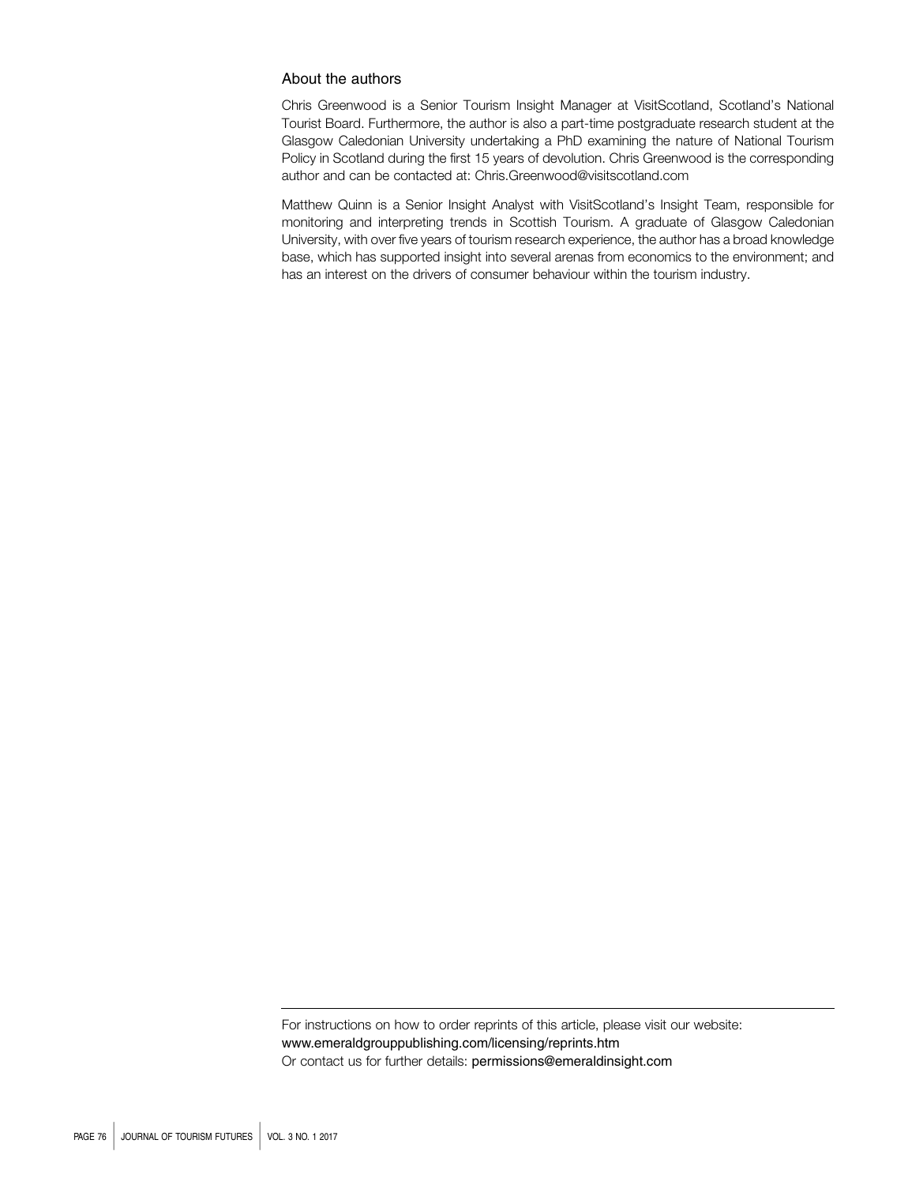## About the authors

Chris Greenwood is a Senior Tourism Insight Manager at VisitScotland, Scotland's National Tourist Board. Furthermore, the author is also a part-time postgraduate research student at the Glasgow Caledonian University undertaking a PhD examining the nature of National Tourism Policy in Scotland during the first 15 years of devolution. Chris Greenwood is the corresponding author and can be contacted at: Chris.Greenwood@visitscotland.com

Matthew Quinn is a Senior Insight Analyst with VisitScotland's Insight Team, responsible for monitoring and interpreting trends in Scottish Tourism. A graduate of Glasgow Caledonian University, with over five years of tourism research experience, the author has a broad knowledge base, which has supported insight into several arenas from economics to the environment; and has an interest on the drivers of consumer behaviour within the tourism industry.

---

For instructions on how to order reprints of this article, please visit our website:
www.emeraldgrouppublishing.com/licensing/reprints.htm
Or contact us for further details: permissions@emeraldinsight.com